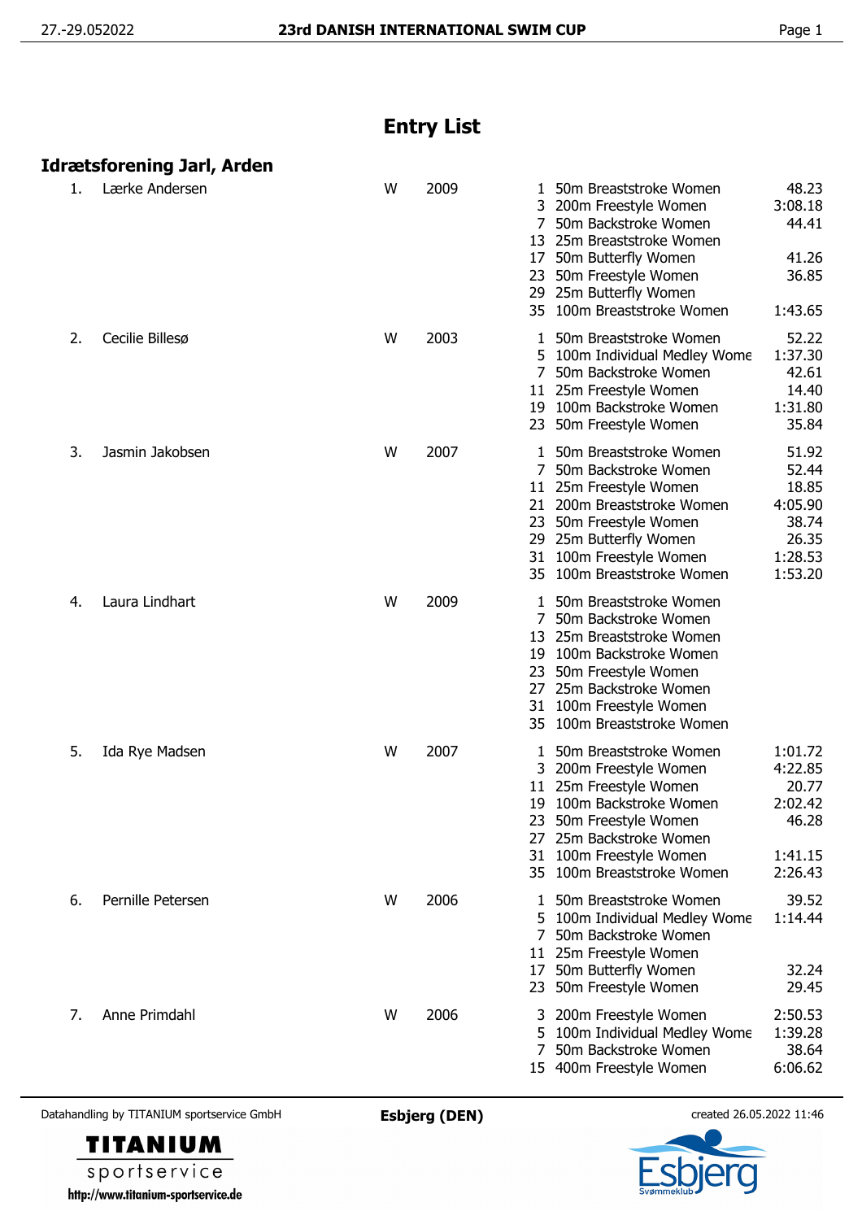# Entry List

## Idrætsforening Jarl, Arden

| # | Name | Sex | Year | Event No. | Event | Entry Time |
|---|---|---|---|---|---|---|
| 1. | Lærke Andersen | W | 2009 | 1 | 50m Breaststroke Women | 48.23 |
| | | | | 3 | 200m Freestyle Women | 3:08.18 |
| | | | | 7 | 50m Backstroke Women | 44.41 |
| | | | | 13 | 25m Breaststroke Women | |
| | | | | 17 | 50m Butterfly Women | 41.26 |
| | | | | 23 | 50m Freestyle Women | 36.85 |
| | | | | 29 | 25m Butterfly Women | |
| | | | | 35 | 100m Breaststroke Women | 1:43.65 |
| 2. | Cecilie Billesø | W | 2003 | 1 | 50m Breaststroke Women | 52.22 |
| | | | | 5 | 100m Individual Medley Wome | 1:37.30 |
| | | | | 7 | 50m Backstroke Women | 42.61 |
| | | | | 11 | 25m Freestyle Women | 14.40 |
| | | | | 19 | 100m Backstroke Women | 1:31.80 |
| | | | | 23 | 50m Freestyle Women | 35.84 |
| 3. | Jasmin Jakobsen | W | 2007 | 1 | 50m Breaststroke Women | 51.92 |
| | | | | 7 | 50m Backstroke Women | 52.44 |
| | | | | 11 | 25m Freestyle Women | 18.85 |
| | | | | 21 | 200m Breaststroke Women | 4:05.90 |
| | | | | 23 | 50m Freestyle Women | 38.74 |
| | | | | 29 | 25m Butterfly Women | 26.35 |
| | | | | 31 | 100m Freestyle Women | 1:28.53 |
| | | | | 35 | 100m Breaststroke Women | 1:53.20 |
| 4. | Laura Lindhart | W | 2009 | 1 | 50m Breaststroke Women | |
| | | | | 7 | 50m Backstroke Women | |
| | | | | 13 | 25m Breaststroke Women | |
| | | | | 19 | 100m Backstroke Women | |
| | | | | 23 | 50m Freestyle Women | |
| | | | | 27 | 25m Backstroke Women | |
| | | | | 31 | 100m Freestyle Women | |
| | | | | 35 | 100m Breaststroke Women | |
| 5. | Ida Rye Madsen | W | 2007 | 1 | 50m Breaststroke Women | 1:01.72 |
| | | | | 3 | 200m Freestyle Women | 4:22.85 |
| | | | | 11 | 25m Freestyle Women | 20.77 |
| | | | | 19 | 100m Backstroke Women | 2:02.42 |
| | | | | 23 | 50m Freestyle Women | 46.28 |
| | | | | 27 | 25m Backstroke Women | |
| | | | | 31 | 100m Freestyle Women | 1:41.15 |
| | | | | 35 | 100m Breaststroke Women | 2:26.43 |
| 6. | Pernille Petersen | W | 2006 | 1 | 50m Breaststroke Women | 39.52 |
| | | | | 5 | 100m Individual Medley Wome | 1:14.44 |
| | | | | 7 | 50m Backstroke Women | |
| | | | | 11 | 25m Freestyle Women | |
| | | | | 17 | 50m Butterfly Women | 32.24 |
| | | | | 23 | 50m Freestyle Women | 29.45 |
| 7. | Anne Primdahl | W | 2006 | 3 | 200m Freestyle Women | 2:50.53 |
| | | | | 5 | 100m Individual Medley Wome | 1:39.28 |
| | | | | 7 | 50m Backstroke Women | 38.64 |
| | | | | 15 | 400m Freestyle Women | 6:06.62 |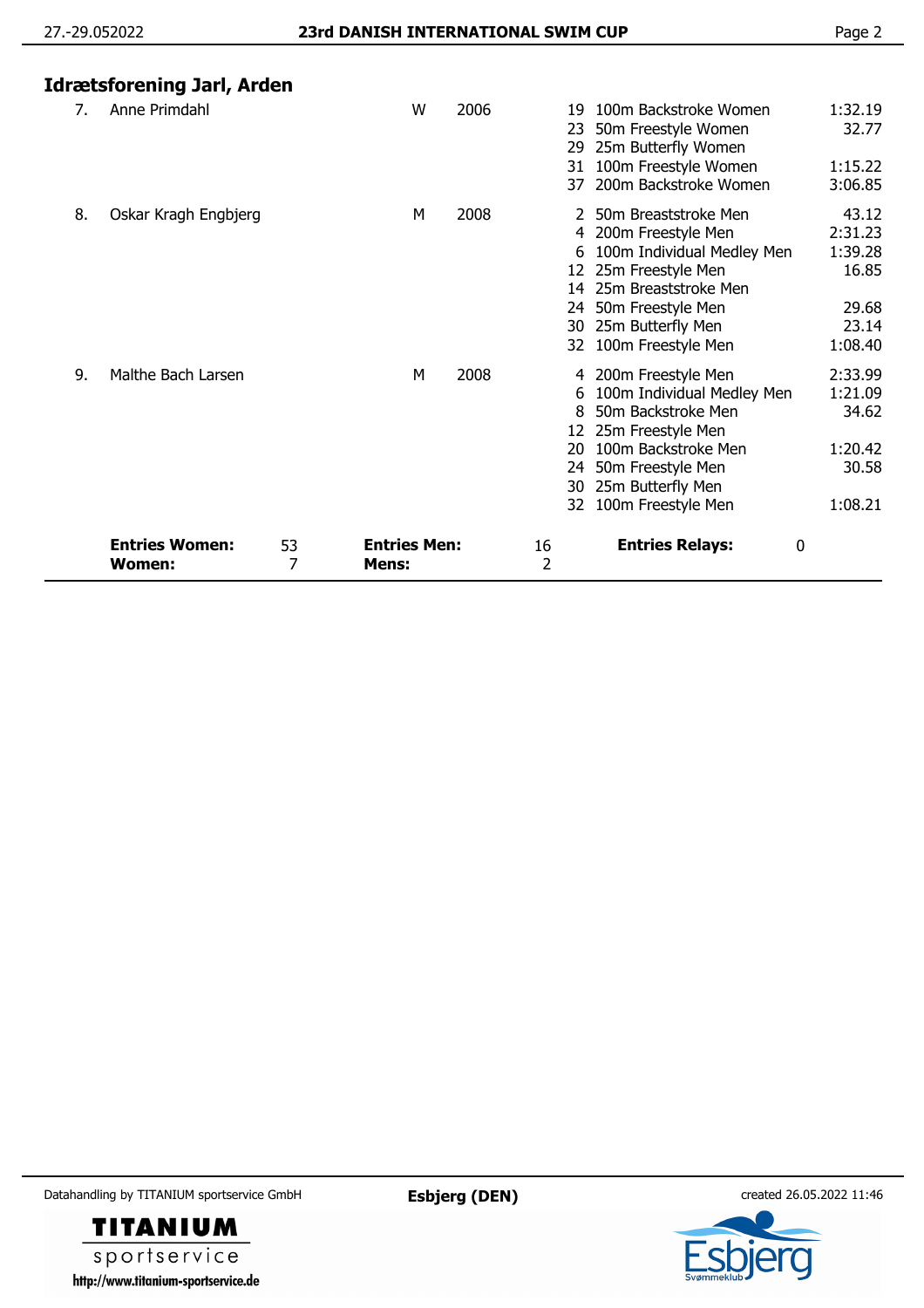## Idrætsforening Jarl, Arden

| | | | | | | |
|---|---|---|---|---|---|---|
| 7. | Anne Primdahl | W | 2006 | 19 | 100m Backstroke Women | 1:32.19 |
| | | | | 23 | 50m Freestyle Women | 32.77 |
| | | | | 29 | 25m Butterfly Women | |
| | | | | 31 | 100m Freestyle Women | 1:15.22 |
| | | | | 37 | 200m Backstroke Women | 3:06.85 |
| 8. | Oskar Kragh Engbjerg | M | 2008 | 2 | 50m Breaststroke Men | 43.12 |
| | | | | 4 | 200m Freestyle Men | 2:31.23 |
| | | | | 6 | 100m Individual Medley Men | 1:39.28 |
| | | | | 12 | 25m Freestyle Men | 16.85 |
| | | | | 14 | 25m Breaststroke Men | |
| | | | | 24 | 50m Freestyle Men | 29.68 |
| | | | | 30 | 25m Butterfly Men | 23.14 |
| | | | | 32 | 100m Freestyle Men | 1:08.40 |
| 9. | Malthe Bach Larsen | M | 2008 | 4 | 200m Freestyle Men | 2:33.99 |
| | | | | 6 | 100m Individual Medley Men | 1:21.09 |
| | | | | 8 | 50m Backstroke Men | 34.62 |
| | | | | 12 | 25m Freestyle Men | |
| | | | | 20 | 100m Backstroke Men | 1:20.42 |
| | | | | 24 | 50m Freestyle Men | 30.58 |
| | | | | 30 | 25m Butterfly Men | |
| | | | | 32 | 100m Freestyle Men | 1:08.21 |

| | | | | | |
|---|---|---|---|---|---|
| **Entries Women:** | 53 | **Entries Men:** | 16 | **Entries Relays:** | 0 |
| **Women:** | 7 | **Mens:** | 2 | | |